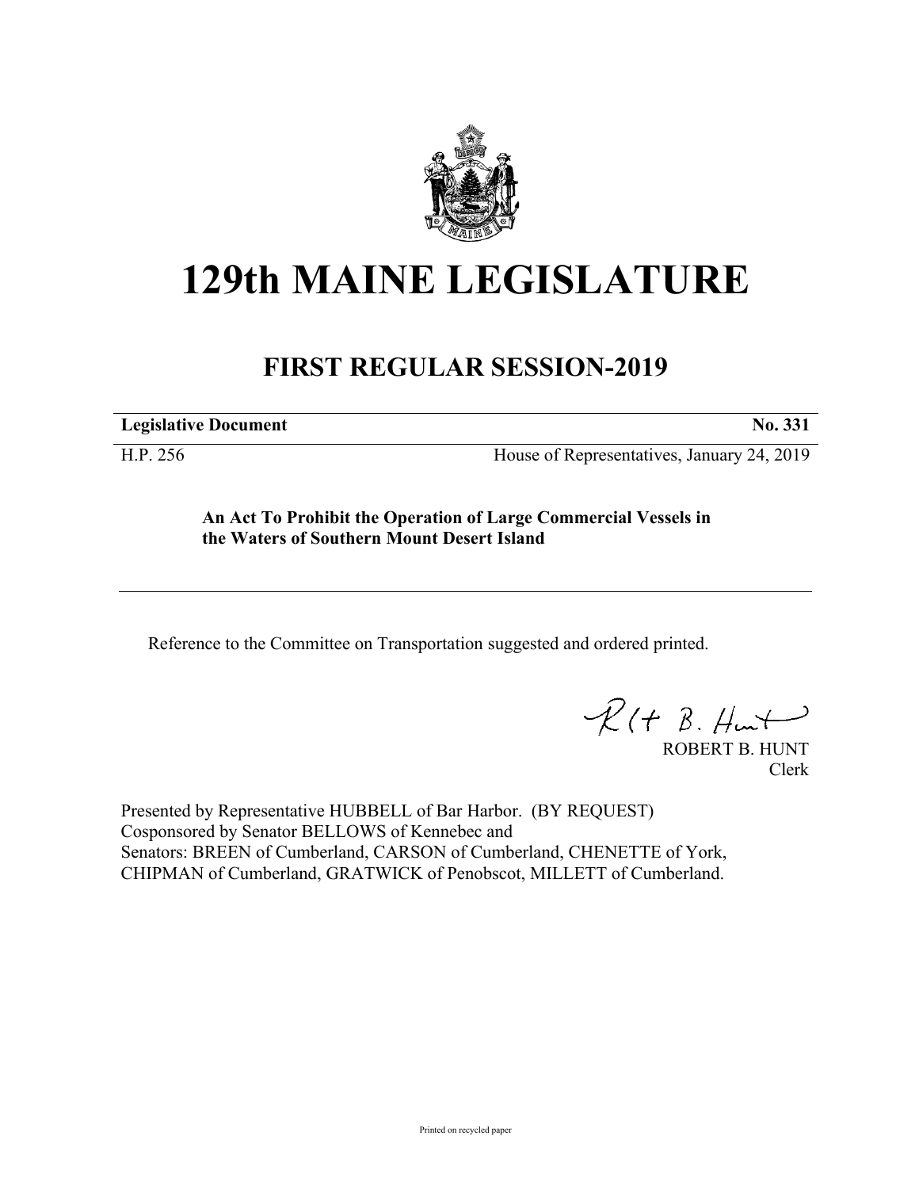# 129th MAINE LEGISLATURE

## FIRST REGULAR SESSION-2019

**Legislative Document** **No. 331**

H.P. 256 House of Representatives, January 24, 2019

**An Act To Prohibit the Operation of Large Commercial Vessels in the Waters of Southern Mount Desert Island**

---

Reference to the Committee on Transportation suggested and ordered printed.

ROBERT B. HUNT
Clerk

Presented by Representative HUBBELL of Bar Harbor. (BY REQUEST)
Cosponsored by Senator BELLOWS of Kennebec and
Senators: BREEN of Cumberland, CARSON of Cumberland, CHENETTE of York, CHIPMAN of Cumberland, GRATWICK of Penobscot, MILLETT of Cumberland.

Printed on recycled paper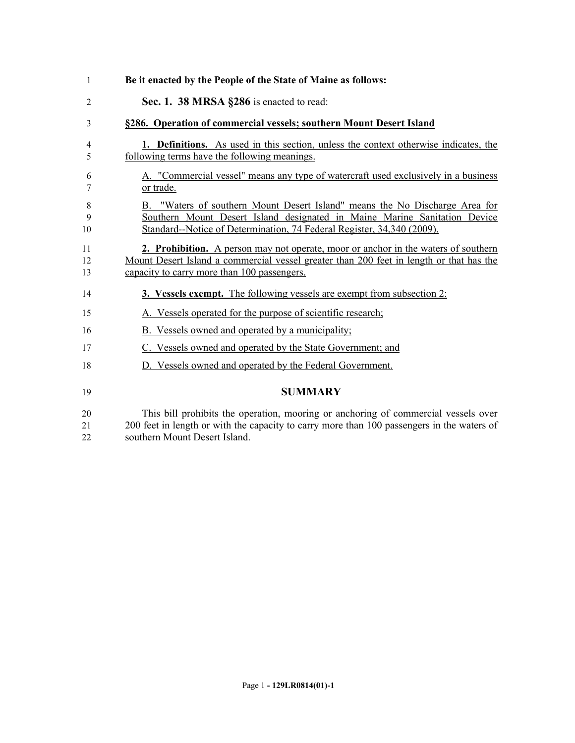**Be it enacted by the People of the State of Maine as follows:**

**Sec. 1. 38 MRSA §286** is enacted to read:

**§286. Operation of commercial vessels; southern Mount Desert Island**

**1. Definitions.** As used in this section, unless the context otherwise indicates, the following terms have the following meanings.

A. "Commercial vessel" means any type of watercraft used exclusively in a business or trade.

B. "Waters of southern Mount Desert Island" means the No Discharge Area for Southern Mount Desert Island designated in Maine Marine Sanitation Device Standard--Notice of Determination, 74 Federal Register, 34,340 (2009).

**2. Prohibition.** A person may not operate, moor or anchor in the waters of southern Mount Desert Island a commercial vessel greater than 200 feet in length or that has the capacity to carry more than 100 passengers.

**3. Vessels exempt.** The following vessels are exempt from subsection 2:

A. Vessels operated for the purpose of scientific research;

B. Vessels owned and operated by a municipality;

C. Vessels owned and operated by the State Government; and

D. Vessels owned and operated by the Federal Government.

## SUMMARY

This bill prohibits the operation, mooring or anchoring of commercial vessels over 200 feet in length or with the capacity to carry more than 100 passengers in the waters of southern Mount Desert Island.